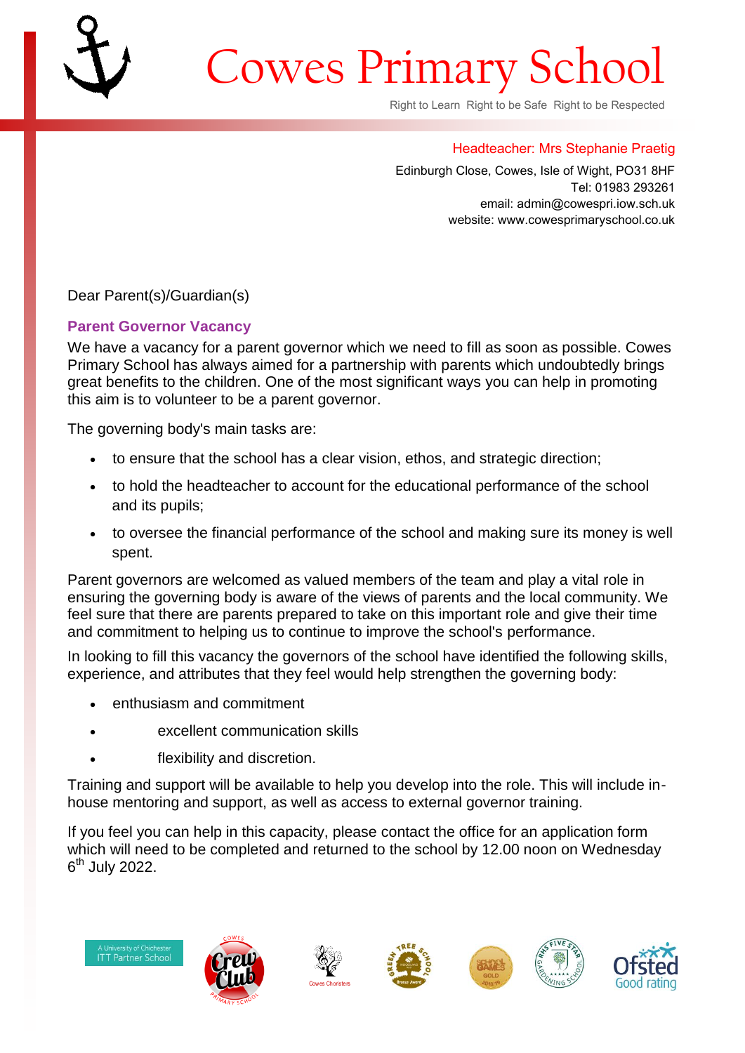# Cowes Primary School

Right to Learn Right to be Safe Right to be Respected

Headteacher: Mrs Stephanie Praetig

Edinburgh Close, Cowes, Isle of Wight, PO31 8HF
Tel: 01983 293261
email: admin@cowespri.iow.sch.uk
website: www.cowesprimaryschool.co.uk

Dear Parent(s)/Guardian(s)

## Parent Governor Vacancy

We have a vacancy for a parent governor which we need to fill as soon as possible. Cowes Primary School has always aimed for a partnership with parents which undoubtedly brings great benefits to the children. One of the most significant ways you can help in promoting this aim is to volunteer to be a parent governor.

The governing body's main tasks are:

- to ensure that the school has a clear vision, ethos, and strategic direction;
- to hold the headteacher to account for the educational performance of the school and its pupils;
- to oversee the financial performance of the school and making sure its money is well spent.

Parent governors are welcomed as valued members of the team and play a vital role in ensuring the governing body is aware of the views of parents and the local community. We feel sure that there are parents prepared to take on this important role and give their time and commitment to helping us to continue to improve the school's performance.

In looking to fill this vacancy the governors of the school have identified the following skills, experience, and attributes that they feel would help strengthen the governing body:

- enthusiasm and commitment
- excellent communication skills
- flexibility and discretion.

Training and support will be available to help you develop into the role. This will include in-house mentoring and support, as well as access to external governor training.

If you feel you can help in this capacity, please contact the office for an application form which will need to be completed and returned to the school by 12.00 noon on Wednesday 6th July 2022.

A University of Chichester ITT Partner School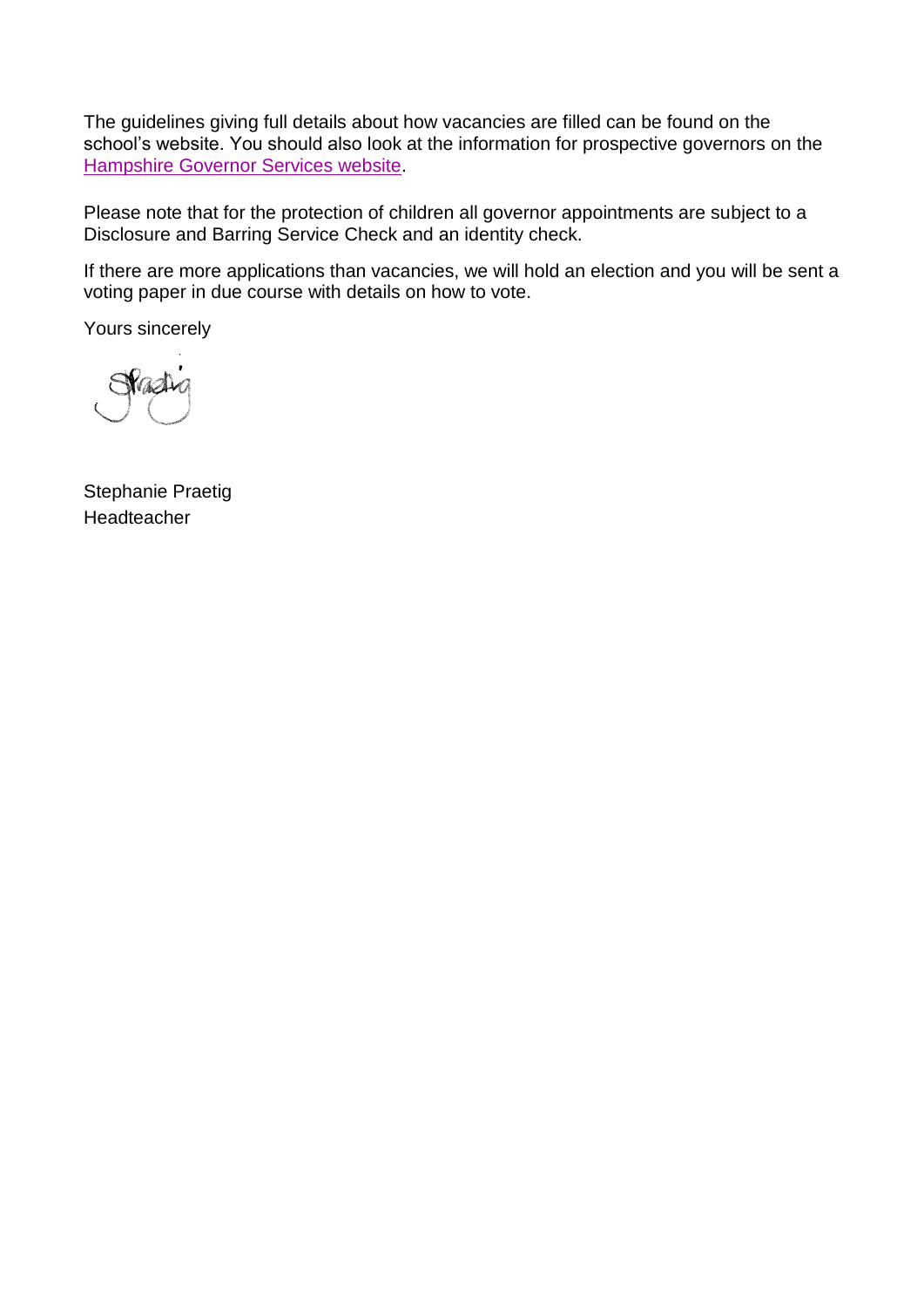The guidelines giving full details about how vacancies are filled can be found on the school's website. You should also look at the information for prospective governors on the Hampshire Governor Services website.

Please note that for the protection of children all governor appointments are subject to a Disclosure and Barring Service Check and an identity check.

If there are more applications than vacancies, we will hold an election and you will be sent a voting paper in due course with details on how to vote.

Yours sincerely

Stephanie Praetig
Headteacher